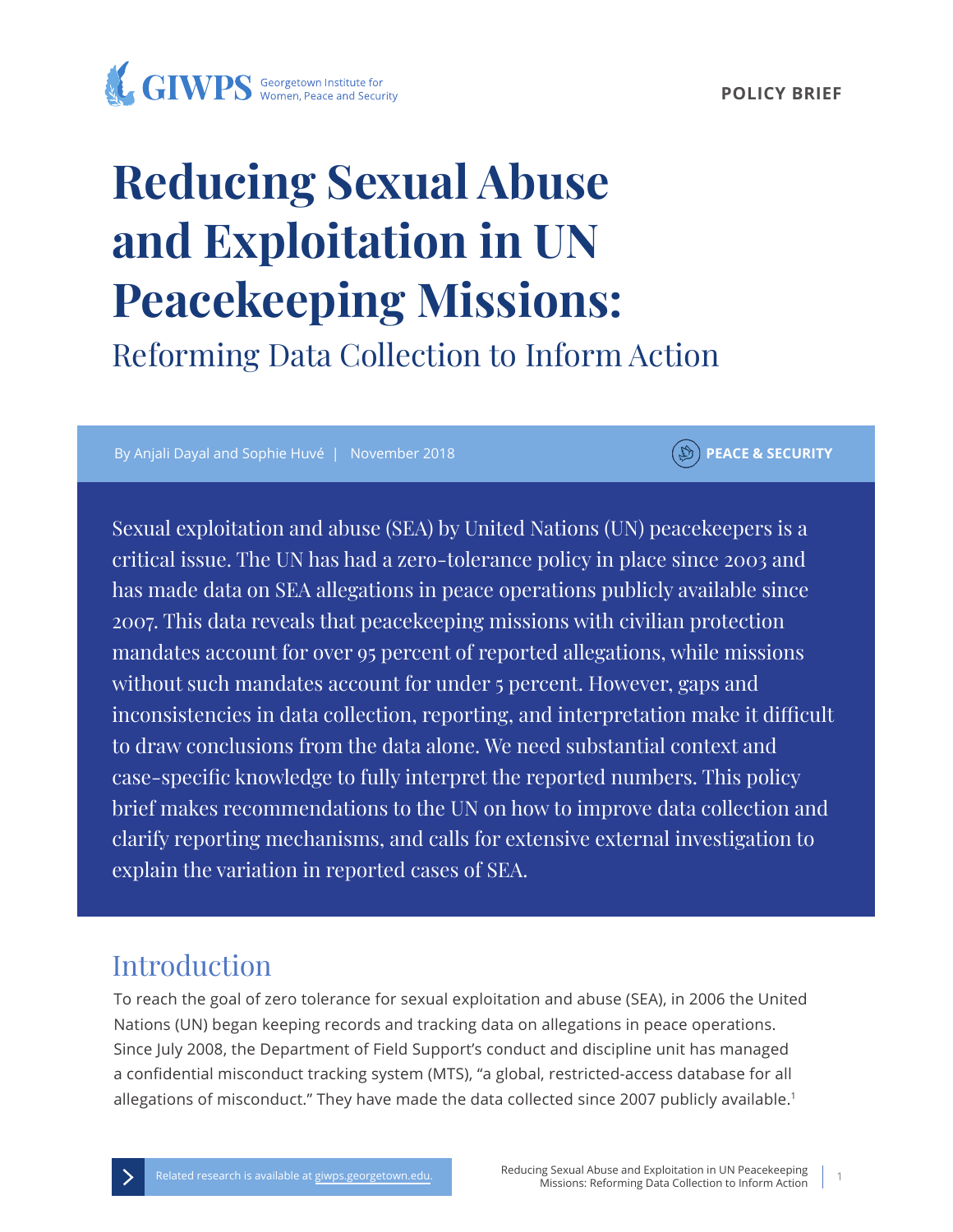GIWPS Georgetown Institute for Women, Peace and Security

POLICY BRIEF

# Reducing Sexual Abuse and Exploitation in UN Peacekeeping Missions:

## Reforming Data Collection to Inform Action

By Anjali Dayal and Sophie Huvé | November 2018

PEACE & SECURITY

Sexual exploitation and abuse (SEA) by United Nations (UN) peacekeepers is a critical issue. The UN has had a zero-tolerance policy in place since 2003 and has made data on SEA allegations in peace operations publicly available since 2007. This data reveals that peacekeeping missions with civilian protection mandates account for over 95 percent of reported allegations, while missions without such mandates account for under 5 percent. However, gaps and inconsistencies in data collection, reporting, and interpretation make it difficult to draw conclusions from the data alone. We need substantial context and case-specific knowledge to fully interpret the reported numbers. This policy brief makes recommendations to the UN on how to improve data collection and clarify reporting mechanisms, and calls for extensive external investigation to explain the variation in reported cases of SEA.

## Introduction

To reach the goal of zero tolerance for sexual exploitation and abuse (SEA), in 2006 the United Nations (UN) began keeping records and tracking data on allegations in peace operations. Since July 2008, the Department of Field Support's conduct and discipline unit has managed a confidential misconduct tracking system (MTS), "a global, restricted-access database for all allegations of misconduct." They have made the data collected since 2007 publicly available.[1]

Related research is available at giwps.georgetown.edu.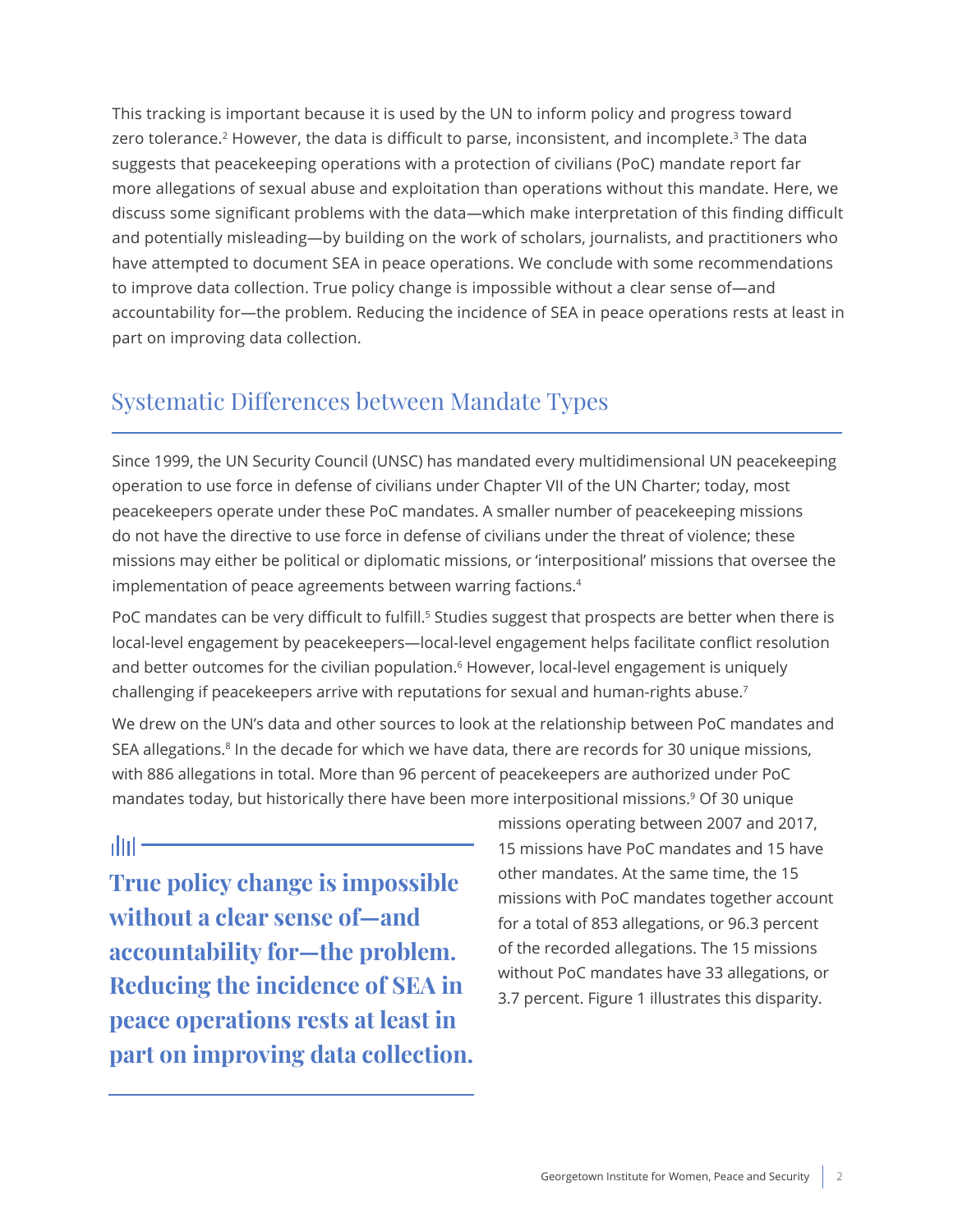This tracking is important because it is used by the UN to inform policy and progress toward zero tolerance.[2] However, the data is difficult to parse, inconsistent, and incomplete.[3] The data suggests that peacekeeping operations with a protection of civilians (PoC) mandate report far more allegations of sexual abuse and exploitation than operations without this mandate. Here, we discuss some significant problems with the data—which make interpretation of this finding difficult and potentially misleading—by building on the work of scholars, journalists, and practitioners who have attempted to document SEA in peace operations. We conclude with some recommendations to improve data collection. True policy change is impossible without a clear sense of—and accountability for—the problem. Reducing the incidence of SEA in peace operations rests at least in part on improving data collection.

## Systematic Differences between Mandate Types

Since 1999, the UN Security Council (UNSC) has mandated every multidimensional UN peacekeeping operation to use force in defense of civilians under Chapter VII of the UN Charter; today, most peacekeepers operate under these PoC mandates. A smaller number of peacekeeping missions do not have the directive to use force in defense of civilians under the threat of violence; these missions may either be political or diplomatic missions, or 'interpositional' missions that oversee the implementation of peace agreements between warring factions.[4]

PoC mandates can be very difficult to fulfill.[5] Studies suggest that prospects are better when there is local-level engagement by peacekeepers—local-level engagement helps facilitate conflict resolution and better outcomes for the civilian population.[6] However, local-level engagement is uniquely challenging if peacekeepers arrive with reputations for sexual and human-rights abuse.[7]

We drew on the UN's data and other sources to look at the relationship between PoC mandates and SEA allegations.[8] In the decade for which we have data, there are records for 30 unique missions, with 886 allegations in total. More than 96 percent of peacekeepers are authorized under PoC mandates today, but historically there have been more interpositional missions.[9] Of 30 unique missions operating between 2007 and 2017, 15 missions have PoC mandates and 15 have other mandates. At the same time, the 15 missions with PoC mandates together account for a total of 853 allegations, or 96.3 percent of the recorded allegations. The 15 missions without PoC mandates have 33 allegations, or 3.7 percent. Figure 1 illustrates this disparity.

**True policy change is impossible without a clear sense of—and accountability for—the problem. Reducing the incidence of SEA in peace operations rests at least in part on improving data collection.**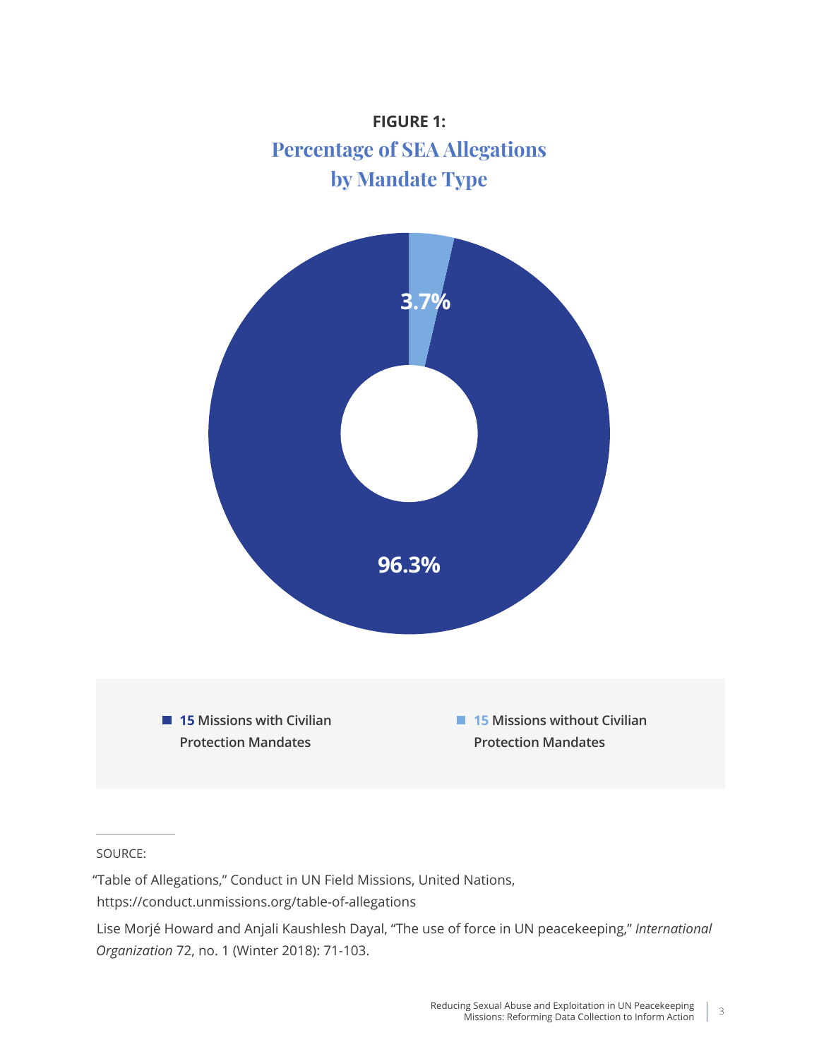**FIGURE 1:**

## Percentage of SEA Allegations by Mandate Type

3.7%

96.3%

- **15** Missions with Civilian Protection Mandates
- **15** Missions without Civilian Protection Mandates

SOURCE:

"Table of Allegations," Conduct in UN Field Missions, United Nations, https://conduct.unmissions.org/table-of-allegations

Lise Morjé Howard and Anjali Kaushlesh Dayal, "The use of force in UN peacekeeping," *International Organization* 72, no. 1 (Winter 2018): 71-103.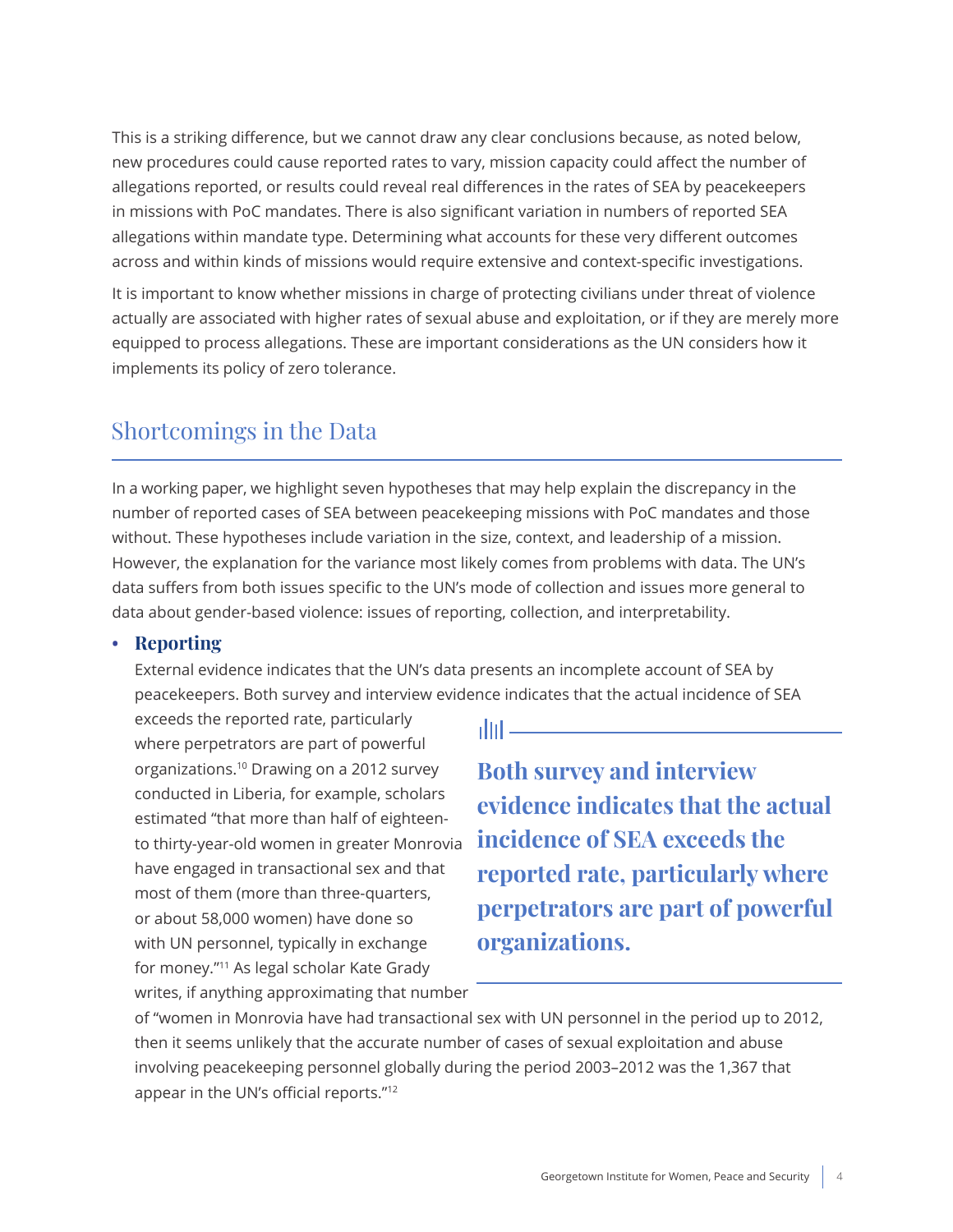This is a striking difference, but we cannot draw any clear conclusions because, as noted below, new procedures could cause reported rates to vary, mission capacity could affect the number of allegations reported, or results could reveal real differences in the rates of SEA by peacekeepers in missions with PoC mandates. There is also significant variation in numbers of reported SEA allegations within mandate type. Determining what accounts for these very different outcomes across and within kinds of missions would require extensive and context-specific investigations.

It is important to know whether missions in charge of protecting civilians under threat of violence actually are associated with higher rates of sexual abuse and exploitation, or if they are merely more equipped to process allegations. These are important considerations as the UN considers how it implements its policy of zero tolerance.

## Shortcomings in the Data

In a working paper, we highlight seven hypotheses that may help explain the discrepancy in the number of reported cases of SEA between peacekeeping missions with PoC mandates and those without. These hypotheses include variation in the size, context, and leadership of a mission. However, the explanation for the variance most likely comes from problems with data. The UN's data suffers from both issues specific to the UN's mode of collection and issues more general to data about gender-based violence: issues of reporting, collection, and interpretability.

- **Reporting**

  External evidence indicates that the UN's data presents an incomplete account of SEA by peacekeepers. Both survey and interview evidence indicates that the actual incidence of SEA exceeds the reported rate, particularly where perpetrators are part of powerful organizations.[10] Drawing on a 2012 survey conducted in Liberia, for example, scholars estimated "that more than half of eighteen- to thirty-year-old women in greater Monrovia have engaged in transactional sex and that most of them (more than three-quarters, or about 58,000 women) have done so with UN personnel, typically in exchange for money."[11] As legal scholar Kate Grady writes, if anything approximating that number of "women in Monrovia have had transactional sex with UN personnel in the period up to 2012, then it seems unlikely that the accurate number of cases of sexual exploitation and abuse involving peacekeeping personnel globally during the period 2003–2012 was the 1,367 that appear in the UN's official reports."[12]

> **Both survey and interview evidence indicates that the actual incidence of SEA exceeds the reported rate, particularly where perpetrators are part of powerful organizations.**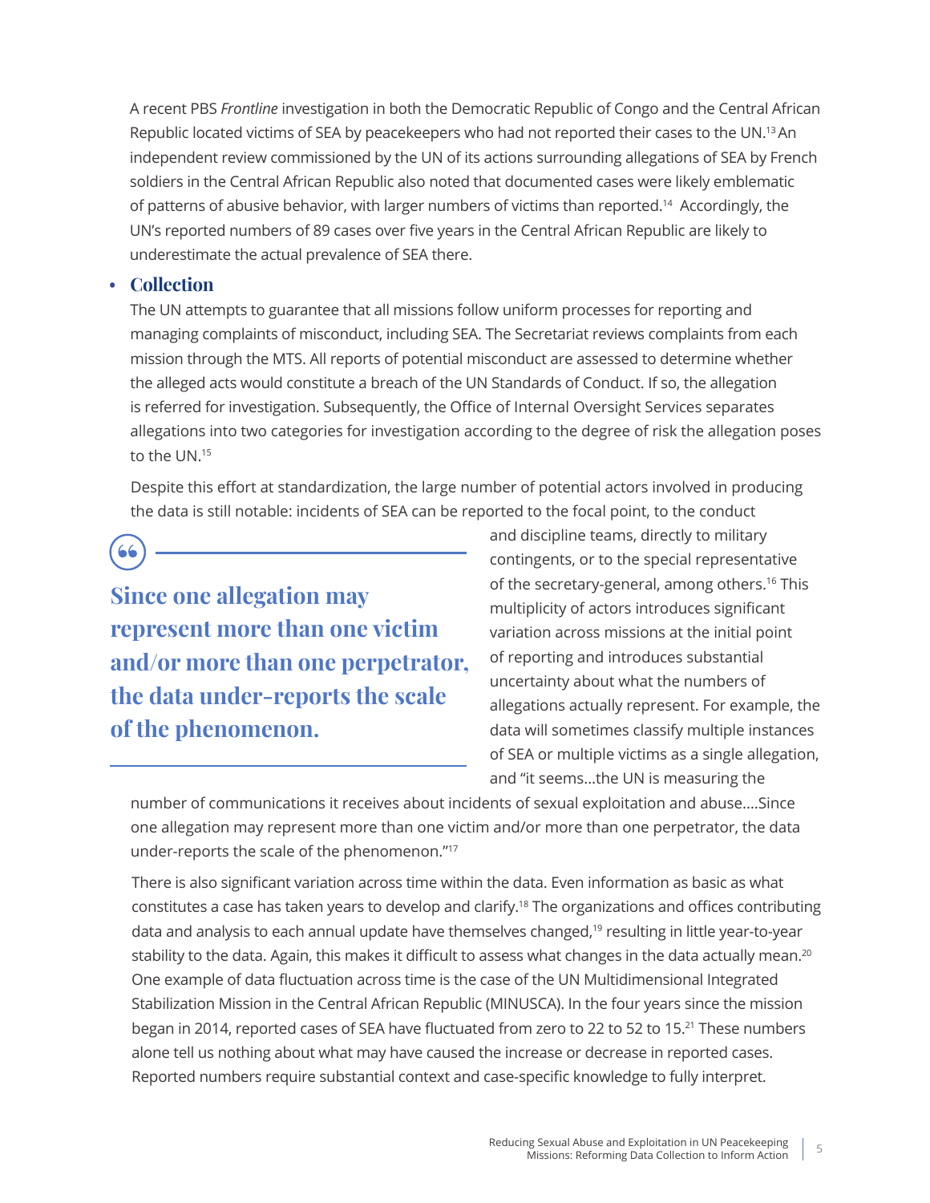A recent PBS *Frontline* investigation in both the Democratic Republic of Congo and the Central African Republic located victims of SEA by peacekeepers who had not reported their cases to the UN.[13] An independent review commissioned by the UN of its actions surrounding allegations of SEA by French soldiers in the Central African Republic also noted that documented cases were likely emblematic of patterns of abusive behavior, with larger numbers of victims than reported.[14] Accordingly, the UN's reported numbers of 89 cases over five years in the Central African Republic are likely to underestimate the actual prevalence of SEA there.

- **Collection**

The UN attempts to guarantee that all missions follow uniform processes for reporting and managing complaints of misconduct, including SEA. The Secretariat reviews complaints from each mission through the MTS. All reports of potential misconduct are assessed to determine whether the alleged acts would constitute a breach of the UN Standards of Conduct. If so, the allegation is referred for investigation. Subsequently, the Office of Internal Oversight Services separates allegations into two categories for investigation according to the degree of risk the allegation poses to the UN.[15]

Despite this effort at standardization, the large number of potential actors involved in producing the data is still notable: incidents of SEA can be reported to the focal point, to the conduct and discipline teams, directly to military contingents, or to the special representative of the secretary-general, among others.[16] This multiplicity of actors introduces significant variation across missions at the initial point of reporting and introduces substantial uncertainty about what the numbers of allegations actually represent. For example, the data will sometimes classify multiple instances of SEA or multiple victims as a single allegation, and "it seems…the UN is measuring the number of communications it receives about incidents of sexual exploitation and abuse….Since one allegation may represent more than one victim and/or more than one perpetrator, the data under-reports the scale of the phenomenon."[17]

> **Since one allegation may represent more than one victim and/or more than one perpetrator, the data under-reports the scale of the phenomenon.**

There is also significant variation across time within the data. Even information as basic as what constitutes a case has taken years to develop and clarify.[18] The organizations and offices contributing data and analysis to each annual update have themselves changed,[19] resulting in little year-to-year stability to the data. Again, this makes it difficult to assess what changes in the data actually mean.[20] One example of data fluctuation across time is the case of the UN Multidimensional Integrated Stabilization Mission in the Central African Republic (MINUSCA). In the four years since the mission began in 2014, reported cases of SEA have fluctuated from zero to 22 to 52 to 15.[21] These numbers alone tell us nothing about what may have caused the increase or decrease in reported cases. Reported numbers require substantial context and case-specific knowledge to fully interpret.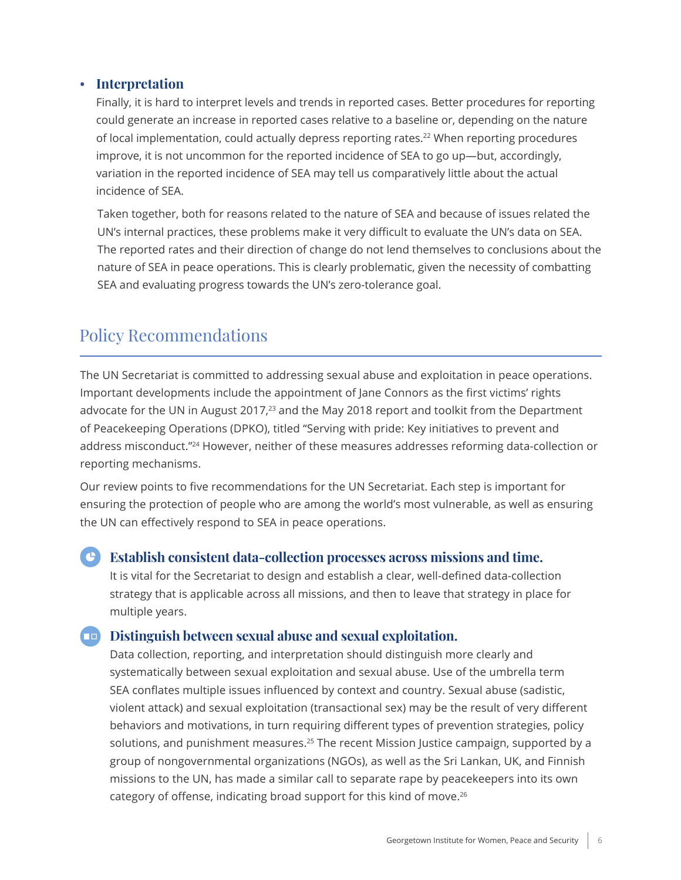- **Interpretation**

  Finally, it is hard to interpret levels and trends in reported cases. Better procedures for reporting could generate an increase in reported cases relative to a baseline or, depending on the nature of local implementation, could actually depress reporting rates.[22] When reporting procedures improve, it is not uncommon for the reported incidence of SEA to go up—but, accordingly, variation in the reported incidence of SEA may tell us comparatively little about the actual incidence of SEA.

  Taken together, both for reasons related to the nature of SEA and because of issues related the UN's internal practices, these problems make it very difficult to evaluate the UN's data on SEA. The reported rates and their direction of change do not lend themselves to conclusions about the nature of SEA in peace operations. This is clearly problematic, given the necessity of combatting SEA and evaluating progress towards the UN's zero-tolerance goal.

## Policy Recommendations

The UN Secretariat is committed to addressing sexual abuse and exploitation in peace operations. Important developments include the appointment of Jane Connors as the first victims' rights advocate for the UN in August 2017,[23] and the May 2018 report and toolkit from the Department of Peacekeeping Operations (DPKO), titled "Serving with pride: Key initiatives to prevent and address misconduct."[24] However, neither of these measures addresses reforming data-collection or reporting mechanisms.

Our review points to five recommendations for the UN Secretariat. Each step is important for ensuring the protection of people who are among the world's most vulnerable, as well as ensuring the UN can effectively respond to SEA in peace operations.

**Establish consistent data-collection processes across missions and time.**
It is vital for the Secretariat to design and establish a clear, well-defined data-collection strategy that is applicable across all missions, and then to leave that strategy in place for multiple years.

**Distinguish between sexual abuse and sexual exploitation.**
Data collection, reporting, and interpretation should distinguish more clearly and systematically between sexual exploitation and sexual abuse. Use of the umbrella term SEA conflates multiple issues influenced by context and country. Sexual abuse (sadistic, violent attack) and sexual exploitation (transactional sex) may be the result of very different behaviors and motivations, in turn requiring different types of prevention strategies, policy solutions, and punishment measures.[25] The recent Mission Justice campaign, supported by a group of nongovernmental organizations (NGOs), as well as the Sri Lankan, UK, and Finnish missions to the UN, has made a similar call to separate rape by peacekeepers into its own category of offense, indicating broad support for this kind of move.[26]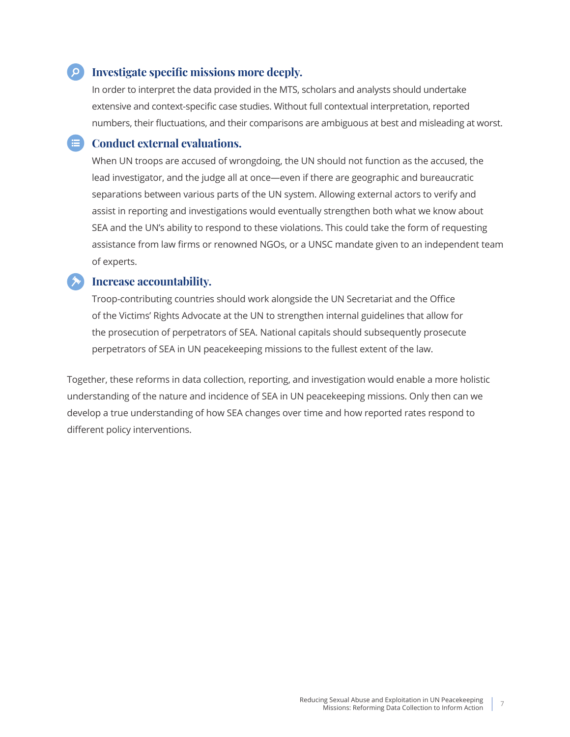### Investigate specific missions more deeply.

In order to interpret the data provided in the MTS, scholars and analysts should undertake extensive and context-specific case studies. Without full contextual interpretation, reported numbers, their fluctuations, and their comparisons are ambiguous at best and misleading at worst.

### Conduct external evaluations.

When UN troops are accused of wrongdoing, the UN should not function as the accused, the lead investigator, and the judge all at once—even if there are geographic and bureaucratic separations between various parts of the UN system. Allowing external actors to verify and assist in reporting and investigations would eventually strengthen both what we know about SEA and the UN's ability to respond to these violations. This could take the form of requesting assistance from law firms or renowned NGOs, or a UNSC mandate given to an independent team of experts.

### Increase accountability.

Troop-contributing countries should work alongside the UN Secretariat and the Office of the Victims' Rights Advocate at the UN to strengthen internal guidelines that allow for the prosecution of perpetrators of SEA. National capitals should subsequently prosecute perpetrators of SEA in UN peacekeeping missions to the fullest extent of the law.

Together, these reforms in data collection, reporting, and investigation would enable a more holistic understanding of the nature and incidence of SEA in UN peacekeeping missions. Only then can we develop a true understanding of how SEA changes over time and how reported rates respond to different policy interventions.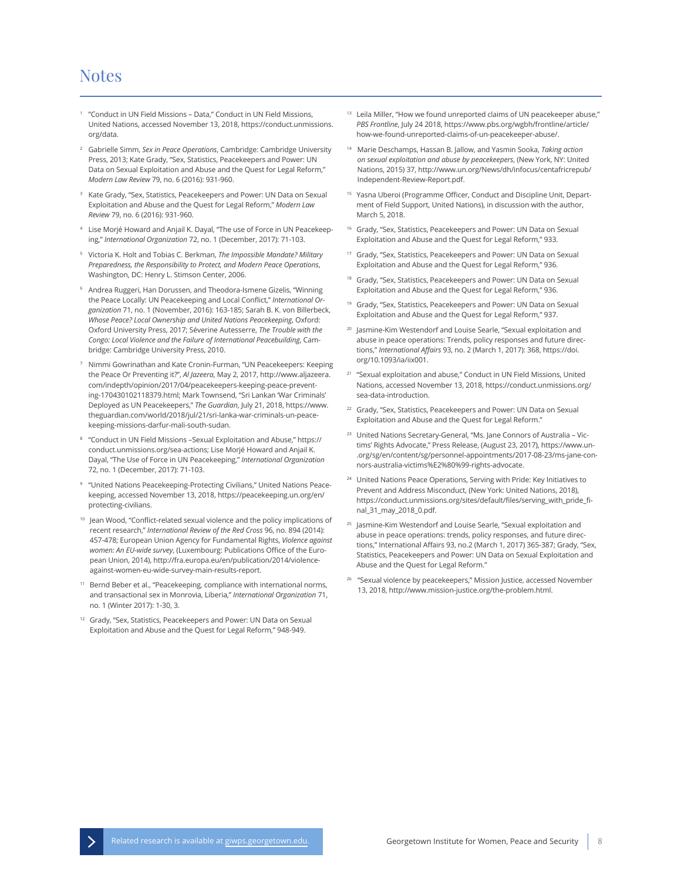# Notes

1. "Conduct in UN Field Missions – Data," Conduct in UN Field Missions, United Nations, accessed November 13, 2018, https://conduct.unmissions.org/data.

2. Gabrielle Simm, *Sex in Peace Operations*, Cambridge: Cambridge University Press, 2013; Kate Grady, "Sex, Statistics, Peacekeepers and Power: UN Data on Sexual Exploitation and Abuse and the Quest for Legal Reform," *Modern Law Review* 79, no. 6 (2016): 931-960.

3. Kate Grady, "Sex, Statistics, Peacekeepers and Power: UN Data on Sexual Exploitation and Abuse and the Quest for Legal Reform," *Modern Law Review* 79, no. 6 (2016): 931-960.

4. Lise Morjé Howard and Anjail K. Dayal, "The use of Force in UN Peacekeeping," *International Organization* 72, no. 1 (December, 2017): 71-103.

5. Victoria K. Holt and Tobias C. Berkman, *The Impossible Mandate? Military Preparedness, the Responsibility to Protect, and Modern Peace Operations*, Washington, DC: Henry L. Stimson Center, 2006.

6. Andrea Ruggeri, Han Dorussen, and Theodora-Ismene Gizelis, "Winning the Peace Locally: UN Peacekeeping and Local Conflict," *International Organization* 71, no. 1 (November, 2016): 163-185; Sarah B. K. von Billerbeck, *Whose Peace? Local Ownership and United Nations Peacekeeping*, Oxford: Oxford University Press, 2017; Séverine Autesserre, *The Trouble with the Congo: Local Violence and the Failure of International Peacebuilding*, Cambridge: Cambridge University Press, 2010.

7. Nimmi Gowrinathan and Kate Cronin-Furman, "UN Peacekeepers: Keeping the Peace Or Preventing it?", *Al Jazeera*, May 2, 2017, http://www.aljazeera.com/indepth/opinion/2017/04/peacekeepers-keeping-peace-preventing-170430102118379.html; Mark Townsend, "Sri Lankan 'War Criminals' Deployed as UN Peacekeepers," *The Guardian*, July 21, 2018, https://www.theguardian.com/world/2018/jul/21/sri-lanka-war-criminals-un-peacekeeping-missions-darfur-mali-south-sudan.

8. "Conduct in UN Field Missions –Sexual Exploitation and Abuse," https://conduct.unmissions.org/sea-actions; Lise Morjé Howard and Anjail K. Dayal, "The Use of Force in UN Peacekeeping," *International Organization* 72, no. 1 (December, 2017): 71-103.

9. "United Nations Peacekeeping-Protecting Civilians," United Nations Peacekeeping, accessed November 13, 2018, https://peacekeeping.un.org/en/protecting-civilians.

10. Jean Wood, "Conflict-related sexual violence and the policy implications of recent research," *International Review of the Red Cross* 96, no. 894 (2014): 457-478; European Union Agency for Fundamental Rights, *Violence against women: An EU-wide survey*, (Luxembourg: Publications Office of the European Union, 2014), http://fra.europa.eu/en/publication/2014/violence-against-women-eu-wide-survey-main-results-report.

11. Bernd Beber et al., "Peacekeeping, compliance with international norms, and transactional sex in Monrovia, Liberia," *International Organization* 71, no. 1 (Winter 2017): 1-30, 3.

12. Grady, "Sex, Statistics, Peacekeepers and Power: UN Data on Sexual Exploitation and Abuse and the Quest for Legal Reform," 948-949.

13. Leila Miller, "How we found unreported claims of UN peacekeeper abuse," *PBS Frontline*, July 24 2018, https://www.pbs.org/wgbh/frontline/article/how-we-found-unreported-claims-of-un-peacekeeper-abuse/.

14. Marie Deschamps, Hassan B. Jallow, and Yasmin Sooka, *Taking action on sexual exploitation and abuse by peacekeepers*, (New York, NY: United Nations, 2015) 37, http://www.un.org/News/dh/infocus/centafricrepub/Independent-Review-Report.pdf.

15. Yasna Uberoi (Programme Officer, Conduct and Discipline Unit, Department of Field Support, United Nations), in discussion with the author, March 5, 2018.

16. Grady, "Sex, Statistics, Peacekeepers and Power: UN Data on Sexual Exploitation and Abuse and the Quest for Legal Reform," 933.

17. Grady, "Sex, Statistics, Peacekeepers and Power: UN Data on Sexual Exploitation and Abuse and the Quest for Legal Reform," 936.

18. Grady, "Sex, Statistics, Peacekeepers and Power: UN Data on Sexual Exploitation and Abuse and the Quest for Legal Reform," 936.

19. Grady, "Sex, Statistics, Peacekeepers and Power: UN Data on Sexual Exploitation and Abuse and the Quest for Legal Reform," 937.

20. Jasmine-Kim Westendorf and Louise Searle, "Sexual exploitation and abuse in peace operations: Trends, policy responses and future directions," *International Affairs* 93, no. 2 (March 1, 2017): 368, https://doi.org/10.1093/ia/iix001.

21. "Sexual exploitation and abuse," Conduct in UN Field Missions, United Nations, accessed November 13, 2018, https://conduct.unmissions.org/sea-data-introduction.

22. Grady, "Sex, Statistics, Peacekeepers and Power: UN Data on Sexual Exploitation and Abuse and the Quest for Legal Reform."

23. United Nations Secretary-General, "Ms. Jane Connors of Australia – Victims' Rights Advocate," Press Release, (August 23, 2017), https://www.un-.org/sg/en/content/sg/personnel-appointments/2017-08-23/ms-jane-connors-australia-victims%E2%80%99-rights-advocate.

24. United Nations Peace Operations, Serving with Pride: Key Initiatives to Prevent and Address Misconduct, (New York: United Nations, 2018), https://conduct.unmissions.org/sites/default/files/serving_with_pride_final_31_may_2018_0.pdf.

25. Jasmine-Kim Westendorf and Louise Searle, "Sexual exploitation and abuse in peace operations: trends, policy responses, and future directions," International Affairs 93, no.2 (March 1, 2017) 365-387; Grady, "Sex, Statistics, Peacekeepers and Power: UN Data on Sexual Exploitation and Abuse and the Quest for Legal Reform."

26. "Sexual violence by peacekeepers," Mission Justice, accessed November 13, 2018, http://www.mission-justice.org/the-problem.html.

Related research is available at giwps.georgetown.edu.